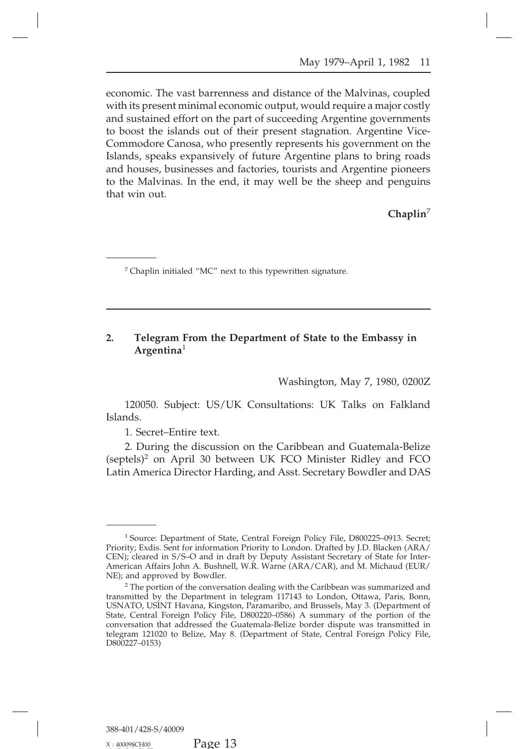economic. The vast barrenness and distance of the Malvinas, coupled with its present minimal economic output, would require a major costly and sustained effort on the part of succeeding Argentine governments to boost the islands out of their present stagnation. Argentine Vice-Commodore Canosa, who presently represents his government on the Islands, speaks expansively of future Argentine plans to bring roads and houses, businesses and factories, tourists and Argentine pioneers to the Malvinas. In the end, it may well be the sheep and penguins that win out.

**Chaplin**[7]

[7] Chaplin initialed "MC" next to this typewritten signature.

---

## 2. Telegram From the Department of State to the Embassy in Argentina[1]

Washington, May 7, 1980, 0200Z

120050. Subject: US/UK Consultations: UK Talks on Falkland Islands.

1. Secret–Entire text.

2. During the discussion on the Caribbean and Guatemala-Belize (septels)[2] on April 30 between UK FCO Minister Ridley and FCO Latin America Director Harding, and Asst. Secretary Bowdler and DAS

[1] Source: Department of State, Central Foreign Policy File, D800225–0913. Secret; Priority; Exdis. Sent for information Priority to London. Drafted by J.D. Blacken (ARA/CEN); cleared in S/S–O and in draft by Deputy Assistant Secretary of State for Inter-American Affairs John A. Bushnell, W.R. Warne (ARA/CAR), and M. Michaud (EUR/NE); and approved by Bowdler.

[2] The portion of the conversation dealing with the Caribbean was summarized and transmitted by the Department in telegram 117143 to London, Ottawa, Paris, Bonn, USNATO, USINT Havana, Kingston, Paramaribo, and Brussels, May 3. (Department of State, Central Foreign Policy File, D800220–0586) A summary of the portion of the conversation that addressed the Guatemala-Belize border dispute was transmitted in telegram 121020 to Belize, May 8. (Department of State, Central Foreign Policy File, D800227–0153)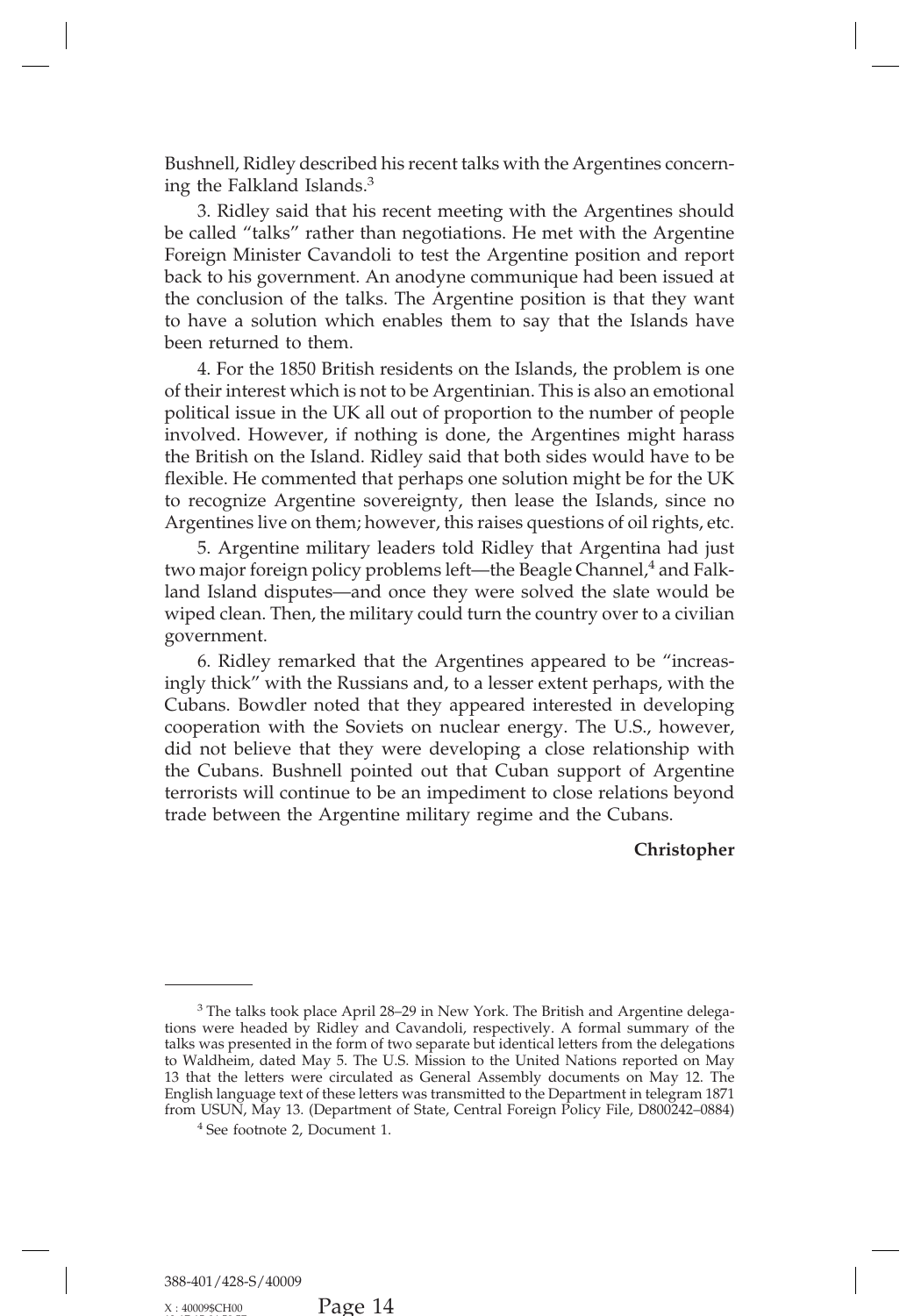Bushnell, Ridley described his recent talks with the Argentines concerning the Falkland Islands.[3]

3. Ridley said that his recent meeting with the Argentines should be called "talks" rather than negotiations. He met with the Argentine Foreign Minister Cavandoli to test the Argentine position and report back to his government. An anodyne communique had been issued at the conclusion of the talks. The Argentine position is that they want to have a solution which enables them to say that the Islands have been returned to them.

4. For the 1850 British residents on the Islands, the problem is one of their interest which is not to be Argentinian. This is also an emotional political issue in the UK all out of proportion to the number of people involved. However, if nothing is done, the Argentines might harass the British on the Island. Ridley said that both sides would have to be flexible. He commented that perhaps one solution might be for the UK to recognize Argentine sovereignty, then lease the Islands, since no Argentines live on them; however, this raises questions of oil rights, etc.

5. Argentine military leaders told Ridley that Argentina had just two major foreign policy problems left—the Beagle Channel,[4] and Falkland Island disputes—and once they were solved the slate would be wiped clean. Then, the military could turn the country over to a civilian government.

6. Ridley remarked that the Argentines appeared to be "increasingly thick" with the Russians and, to a lesser extent perhaps, with the Cubans. Bowdler noted that they appeared interested in developing cooperation with the Soviets on nuclear energy. The U.S., however, did not believe that they were developing a close relationship with the Cubans. Bushnell pointed out that Cuban support of Argentine terrorists will continue to be an impediment to close relations beyond trade between the Argentine military regime and the Cubans.

**Christopher**

---

[3] The talks took place April 28–29 in New York. The British and Argentine delegations were headed by Ridley and Cavandoli, respectively. A formal summary of the talks was presented in the form of two separate but identical letters from the delegations to Waldheim, dated May 5. The U.S. Mission to the United Nations reported on May 13 that the letters were circulated as General Assembly documents on May 12. The English language text of these letters was transmitted to the Department in telegram 1871 from USUN, May 13. (Department of State, Central Foreign Policy File, D800242–0884)

[4] See footnote 2, Document 1.